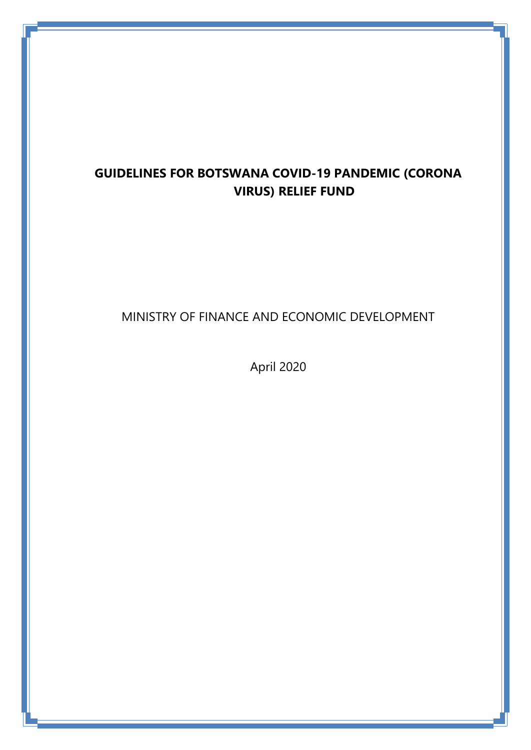# GUIDELINES FOR BOTSWANA COVID-19 PANDEMIC (CORONA VIRUS) RELIEF FUND

MINISTRY OF FINANCE AND ECONOMIC DEVELOPMENT

April 2020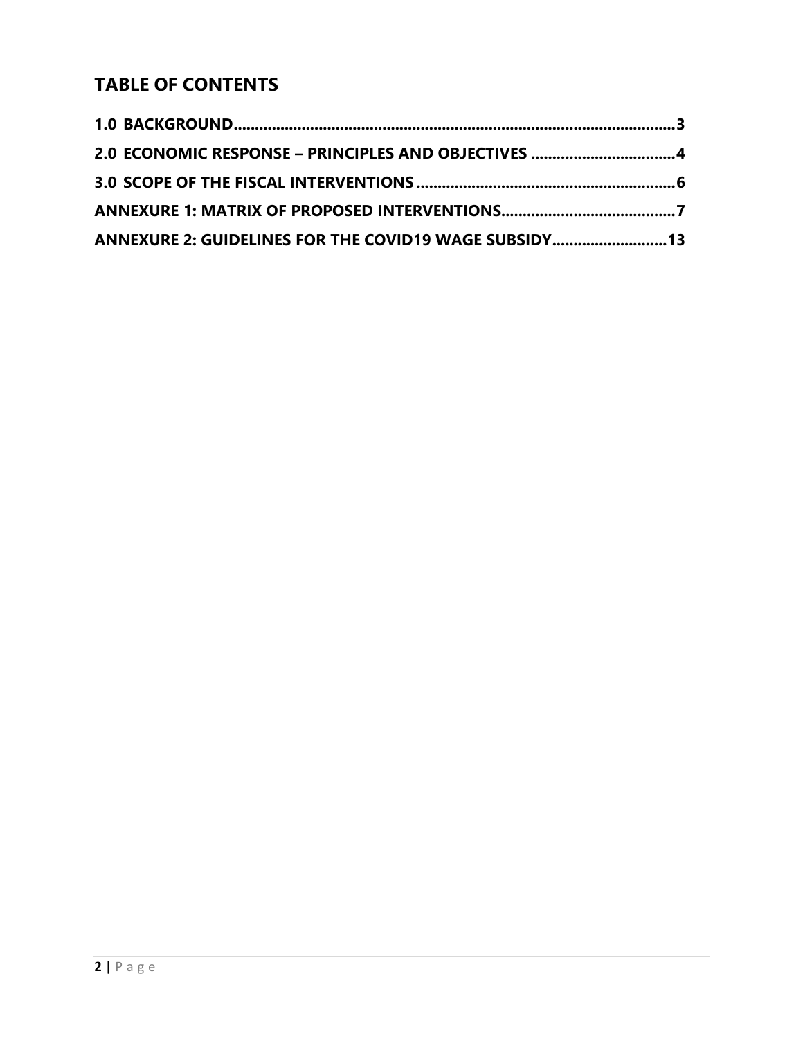## TABLE OF CONTENTS

**1.0 BACKGROUND..........................................................................................................3**

**2.0 ECONOMIC RESPONSE – PRINCIPLES AND OBJECTIVES ..................................4**

**3.0 SCOPE OF THE FISCAL INTERVENTIONS .............................................................6**

**ANNEXURE 1: MATRIX OF PROPOSED INTERVENTIONS.........................................7**

**ANNEXURE 2: GUIDELINES FOR THE COVID19 WAGE SUBSIDY...........................13**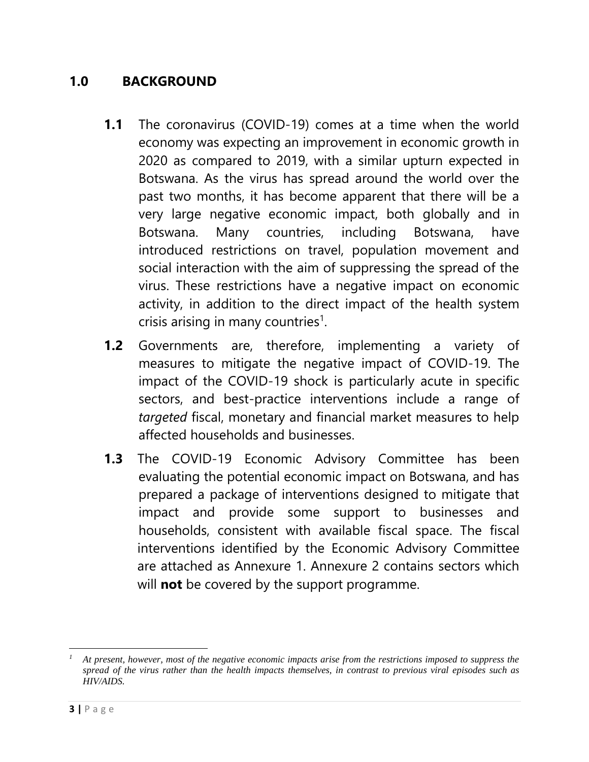# 1.0 BACKGROUND

**1.1** The coronavirus (COVID-19) comes at a time when the world economy was expecting an improvement in economic growth in 2020 as compared to 2019, with a similar upturn expected in Botswana. As the virus has spread around the world over the past two months, it has become apparent that there will be a very large negative economic impact, both globally and in Botswana. Many countries, including Botswana, have introduced restrictions on travel, population movement and social interaction with the aim of suppressing the spread of the virus. These restrictions have a negative impact on economic activity, in addition to the direct impact of the health system crisis arising in many countries[1].

**1.2** Governments are, therefore, implementing a variety of measures to mitigate the negative impact of COVID-19. The impact of the COVID-19 shock is particularly acute in specific sectors, and best-practice interventions include a range of *targeted* fiscal, monetary and financial market measures to help affected households and businesses.

**1.3** The COVID-19 Economic Advisory Committee has been evaluating the potential economic impact on Botswana, and has prepared a package of interventions designed to mitigate that impact and provide some support to businesses and households, consistent with available fiscal space. The fiscal interventions identified by the Economic Advisory Committee are attached as Annexure 1. Annexure 2 contains sectors which will **not** be covered by the support programme.

---

[1] *At present, however, most of the negative economic impacts arise from the restrictions imposed to suppress the spread of the virus rather than the health impacts themselves, in contrast to previous viral episodes such as HIV/AIDS.*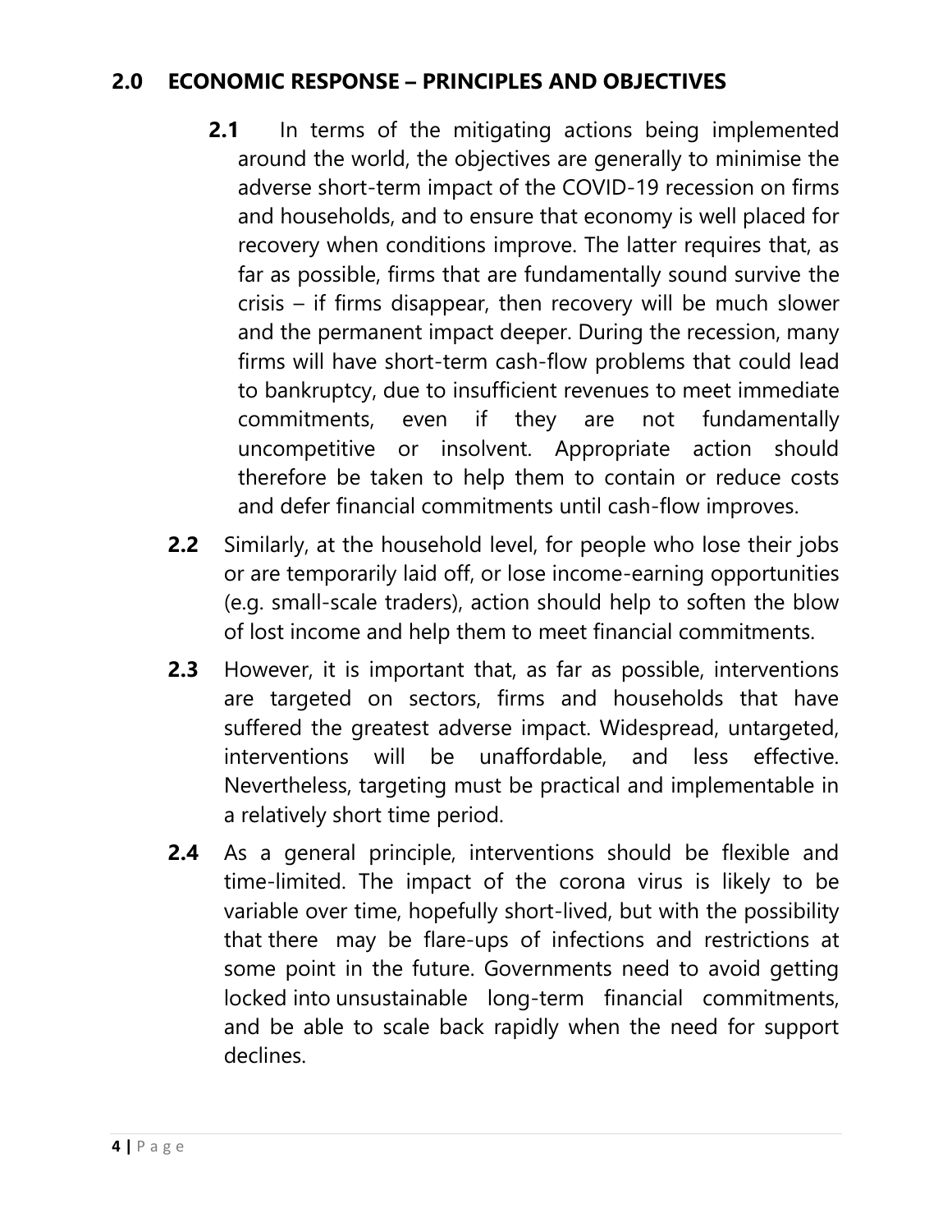## 2.0 ECONOMIC RESPONSE – PRINCIPLES AND OBJECTIVES

**2.1** In terms of the mitigating actions being implemented around the world, the objectives are generally to minimise the adverse short-term impact of the COVID-19 recession on firms and households, and to ensure that economy is well placed for recovery when conditions improve. The latter requires that, as far as possible, firms that are fundamentally sound survive the crisis – if firms disappear, then recovery will be much slower and the permanent impact deeper. During the recession, many firms will have short-term cash-flow problems that could lead to bankruptcy, due to insufficient revenues to meet immediate commitments, even if they are not fundamentally uncompetitive or insolvent. Appropriate action should therefore be taken to help them to contain or reduce costs and defer financial commitments until cash-flow improves.

**2.2** Similarly, at the household level, for people who lose their jobs or are temporarily laid off, or lose income-earning opportunities (e.g. small-scale traders), action should help to soften the blow of lost income and help them to meet financial commitments.

**2.3** However, it is important that, as far as possible, interventions are targeted on sectors, firms and households that have suffered the greatest adverse impact. Widespread, untargeted, interventions will be unaffordable, and less effective. Nevertheless, targeting must be practical and implementable in a relatively short time period.

**2.4** As a general principle, interventions should be flexible and time-limited. The impact of the corona virus is likely to be variable over time, hopefully short-lived, but with the possibility that there may be flare-ups of infections and restrictions at some point in the future. Governments need to avoid getting locked into unsustainable long-term financial commitments, and be able to scale back rapidly when the need for support declines.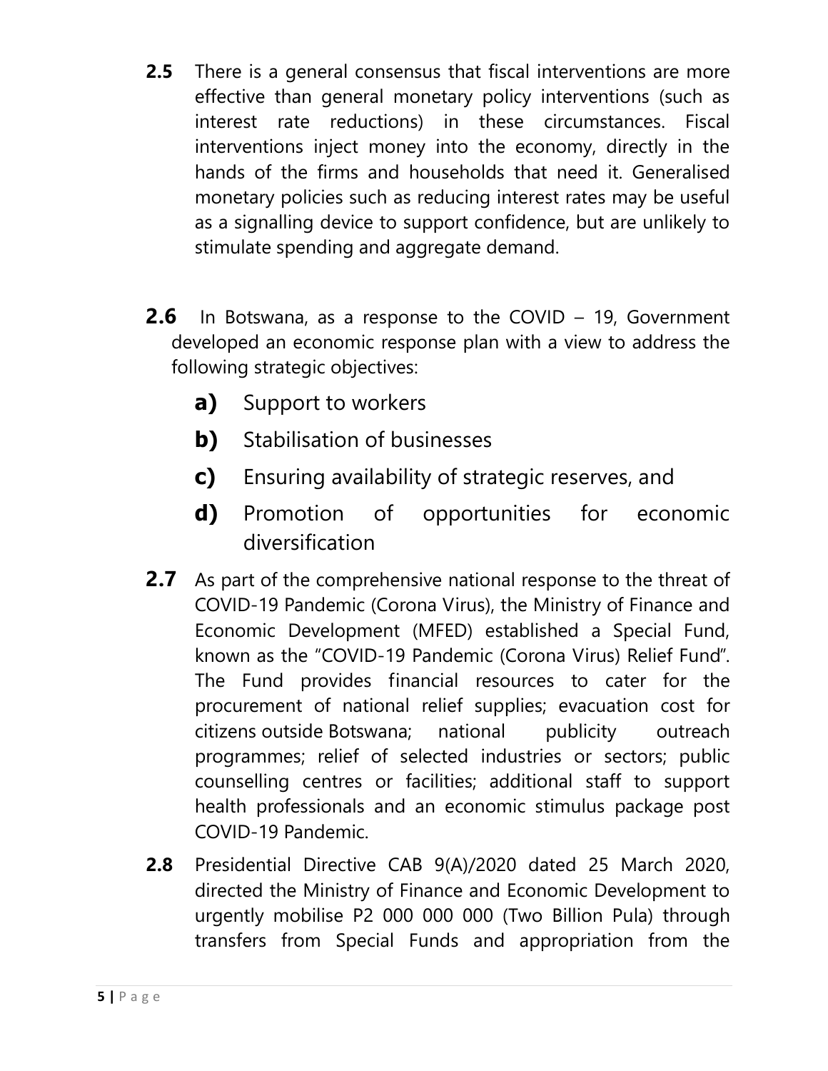**2.5** There is a general consensus that fiscal interventions are more effective than general monetary policy interventions (such as interest rate reductions) in these circumstances. Fiscal interventions inject money into the economy, directly in the hands of the firms and households that need it. Generalised monetary policies such as reducing interest rates may be useful as a signalling device to support confidence, but are unlikely to stimulate spending and aggregate demand.

**2.6** In Botswana, as a response to the COVID – 19, Government developed an economic response plan with a view to address the following strategic objectives:

- **a)** Support to workers
- **b)** Stabilisation of businesses
- **c)** Ensuring availability of strategic reserves, and
- **d)** Promotion of opportunities for economic diversification

**2.7** As part of the comprehensive national response to the threat of COVID-19 Pandemic (Corona Virus), the Ministry of Finance and Economic Development (MFED) established a Special Fund, known as the "COVID-19 Pandemic (Corona Virus) Relief Fund". The Fund provides financial resources to cater for the procurement of national relief supplies; evacuation cost for citizens outside Botswana; national publicity outreach programmes; relief of selected industries or sectors; public counselling centres or facilities; additional staff to support health professionals and an economic stimulus package post COVID-19 Pandemic.

**2.8** Presidential Directive CAB 9(A)/2020 dated 25 March 2020, directed the Ministry of Finance and Economic Development to urgently mobilise P2 000 000 000 (Two Billion Pula) through transfers from Special Funds and appropriation from the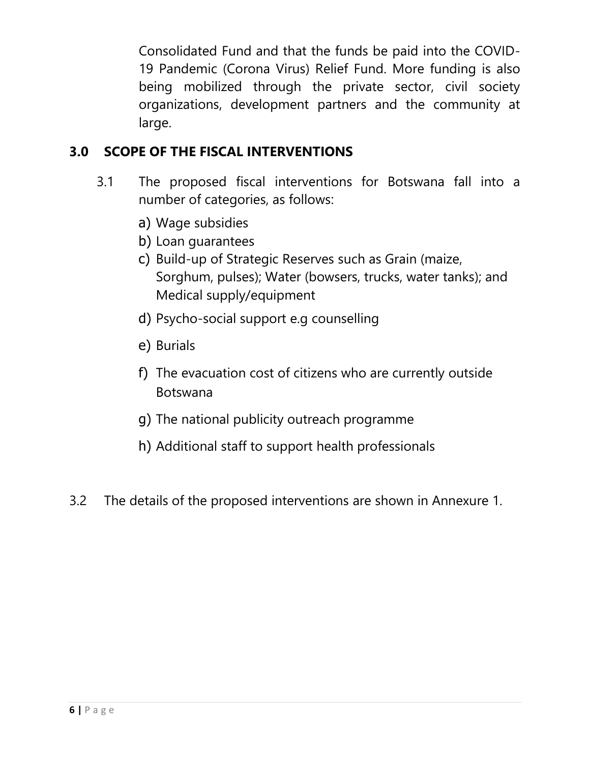Consolidated Fund and that the funds be paid into the COVID-19 Pandemic (Corona Virus) Relief Fund. More funding is also being mobilized through the private sector, civil society organizations, development partners and the community at large.

## 3.0 SCOPE OF THE FISCAL INTERVENTIONS

3.1 The proposed fiscal interventions for Botswana fall into a number of categories, as follows:

a) Wage subsidies
b) Loan guarantees
c) Build-up of Strategic Reserves such as Grain (maize, Sorghum, pulses); Water (bowsers, trucks, water tanks); and Medical supply/equipment
d) Psycho-social support e.g counselling
e) Burials
f) The evacuation cost of citizens who are currently outside Botswana
g) The national publicity outreach programme
h) Additional staff to support health professionals

3.2 The details of the proposed interventions are shown in Annexure 1.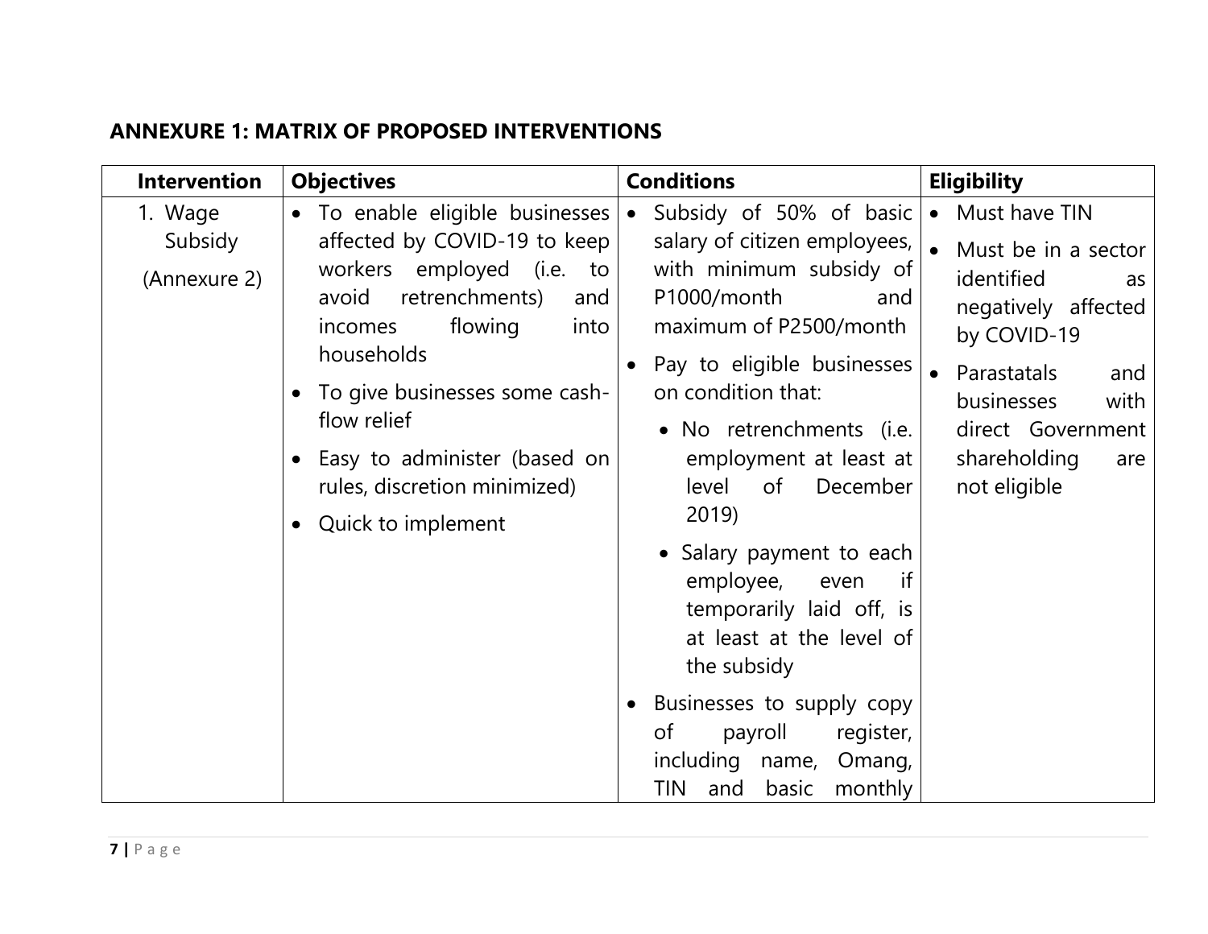**ANNEXURE 1: MATRIX OF PROPOSED INTERVENTIONS**

| Intervention | Objectives | Conditions | Eligibility |
|---|---|---|---|
| 1. Wage Subsidy (Annexure 2) | • To enable eligible businesses affected by COVID-19 to keep workers employed (i.e. to avoid retrenchments) and incomes flowing into households<br>• To give businesses some cash-flow relief<br>• Easy to administer (based on rules, discretion minimized)<br>• Quick to implement | • Subsidy of 50% of basic salary of citizen employees, with minimum subsidy of P1000/month and maximum of P2500/month<br>• Pay to eligible businesses on condition that:<br>  • No retrenchments (i.e. employment at least at level of December 2019)<br>  • Salary payment to each employee, even if temporarily laid off, is at least at the level of the subsidy<br>• Businesses to supply copy of payroll register, including name, Omang, TIN and basic monthly | • Must have TIN<br>• Must be in a sector identified as negatively affected by COVID-19<br>• Parastatals and businesses with direct Government shareholding are not eligible |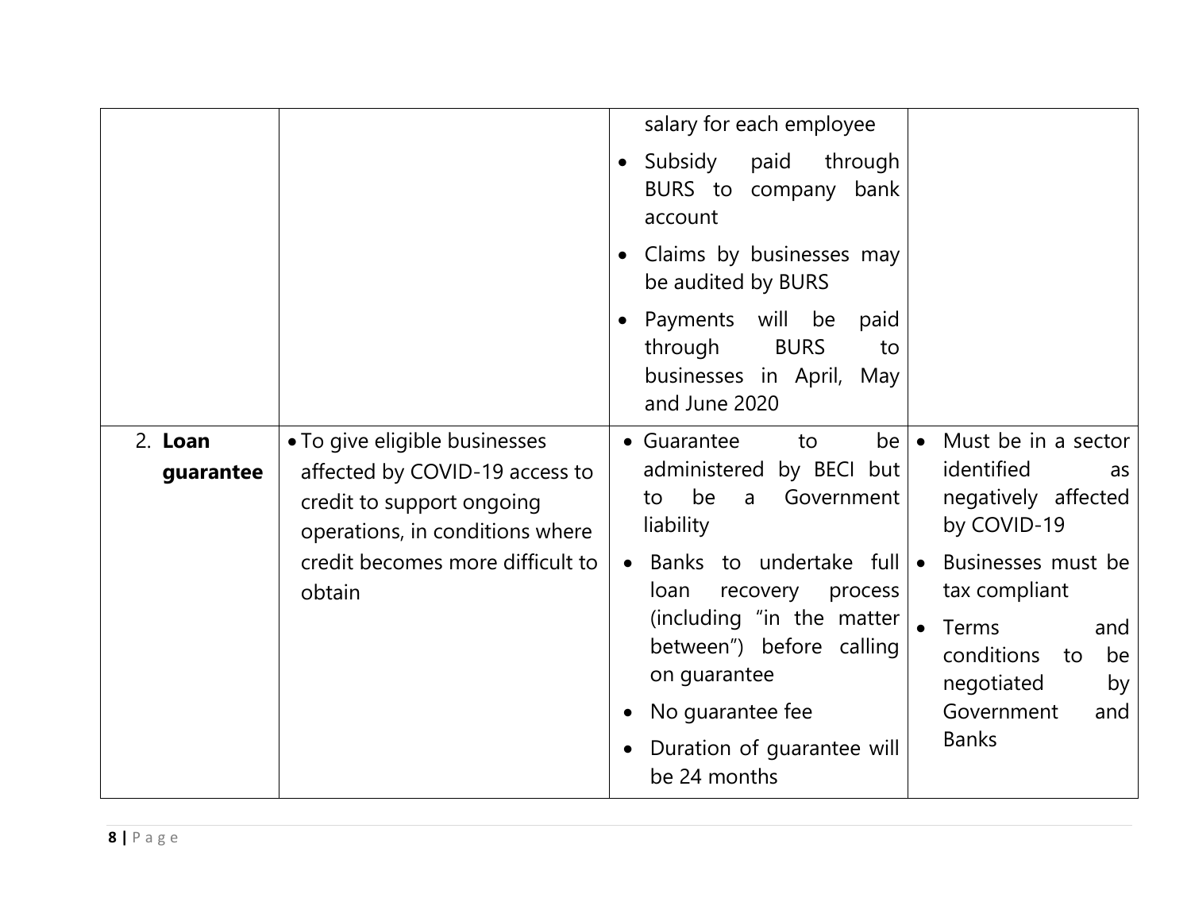| | | | |
|---|---|---|---|
| | | salary for each employee<br>• Subsidy paid through BURS to company bank account<br>• Claims by businesses may be audited by BURS<br>• Payments will be paid through BURS to businesses in April, May and June 2020 | |
| 2. **Loan guarantee** | • To give eligible businesses affected by COVID-19 access to credit to support ongoing operations, in conditions where credit becomes more difficult to obtain | • Guarantee to be administered by BECI but to be a Government liability<br>• Banks to undertake full loan recovery process (including "in the matter between") before calling on guarantee<br>• No guarantee fee<br>• Duration of guarantee will be 24 months | • Must be in a sector identified as negatively affected by COVID-19<br>• Businesses must be tax compliant<br>• Terms and conditions to be negotiated by Government and Banks |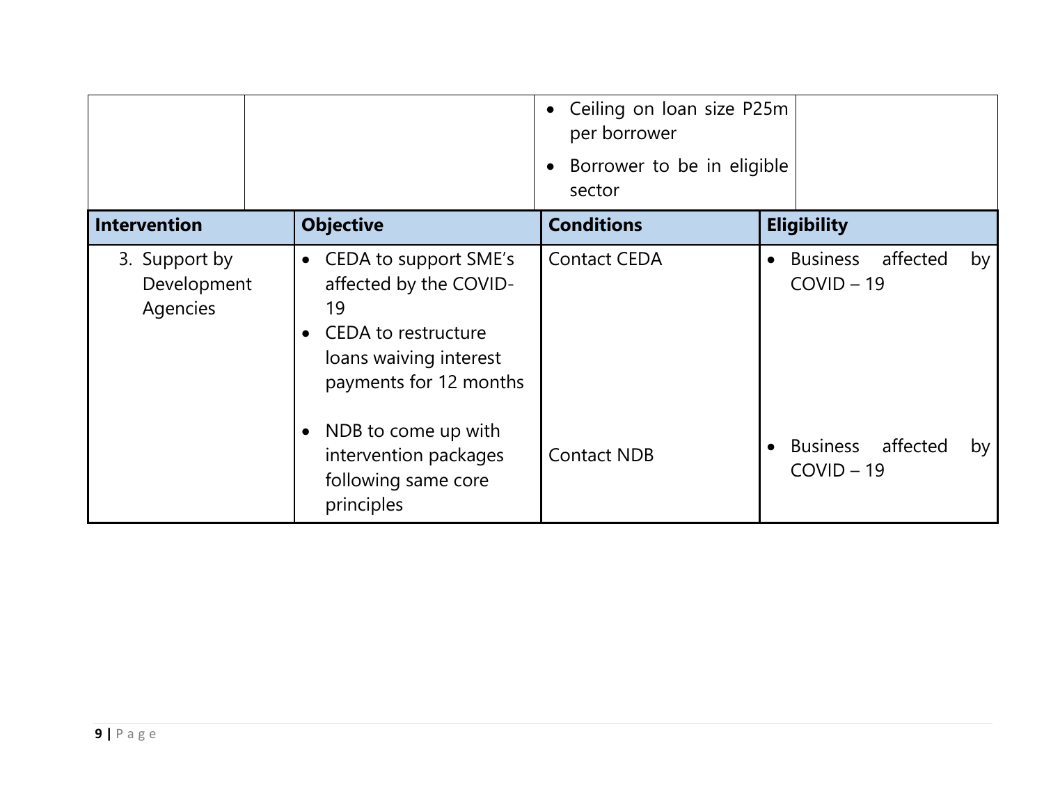| | | • Ceiling on loan size P25m per borrower<br>• Borrower to be in eligible sector | |
|---|---|---|---|

| Intervention | Objective | Conditions | Eligibility |
|---|---|---|---|
| 3. Support by Development Agencies | • CEDA to support SME's affected by the COVID-19<br>• CEDA to restructure loans waiving interest payments for 12 months | Contact CEDA | • Business affected by COVID – 19 |
| | • NDB to come up with intervention packages following same core principles | Contact NDB | • Business affected by COVID – 19 |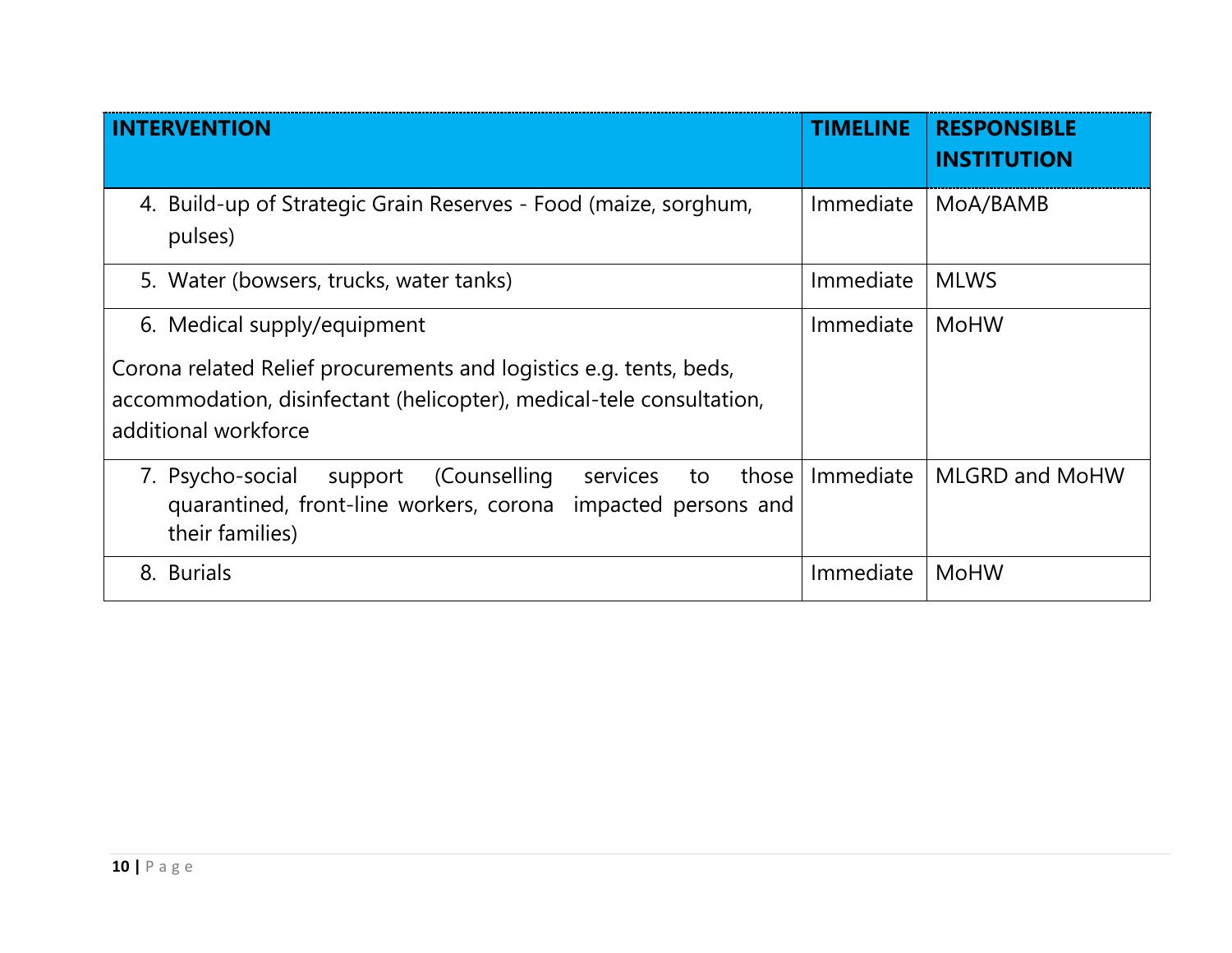| INTERVENTION | TIMELINE | RESPONSIBLE INSTITUTION |
| --- | --- | --- |
| 4. Build-up of Strategic Grain Reserves - Food (maize, sorghum, pulses) | Immediate | MoA/BAMB |
| 5. Water (bowsers, trucks, water tanks) | Immediate | MLWS |
| 6. Medical supply/equipment<br><br>Corona related Relief procurements and logistics e.g. tents, beds, accommodation, disinfectant (helicopter), medical-tele consultation, additional workforce | Immediate | MoHW |
| 7. Psycho-social support (Counselling services to those quarantined, front-line workers, corona impacted persons and their families) | Immediate | MLGRD and MoHW |
| 8. Burials | Immediate | MoHW |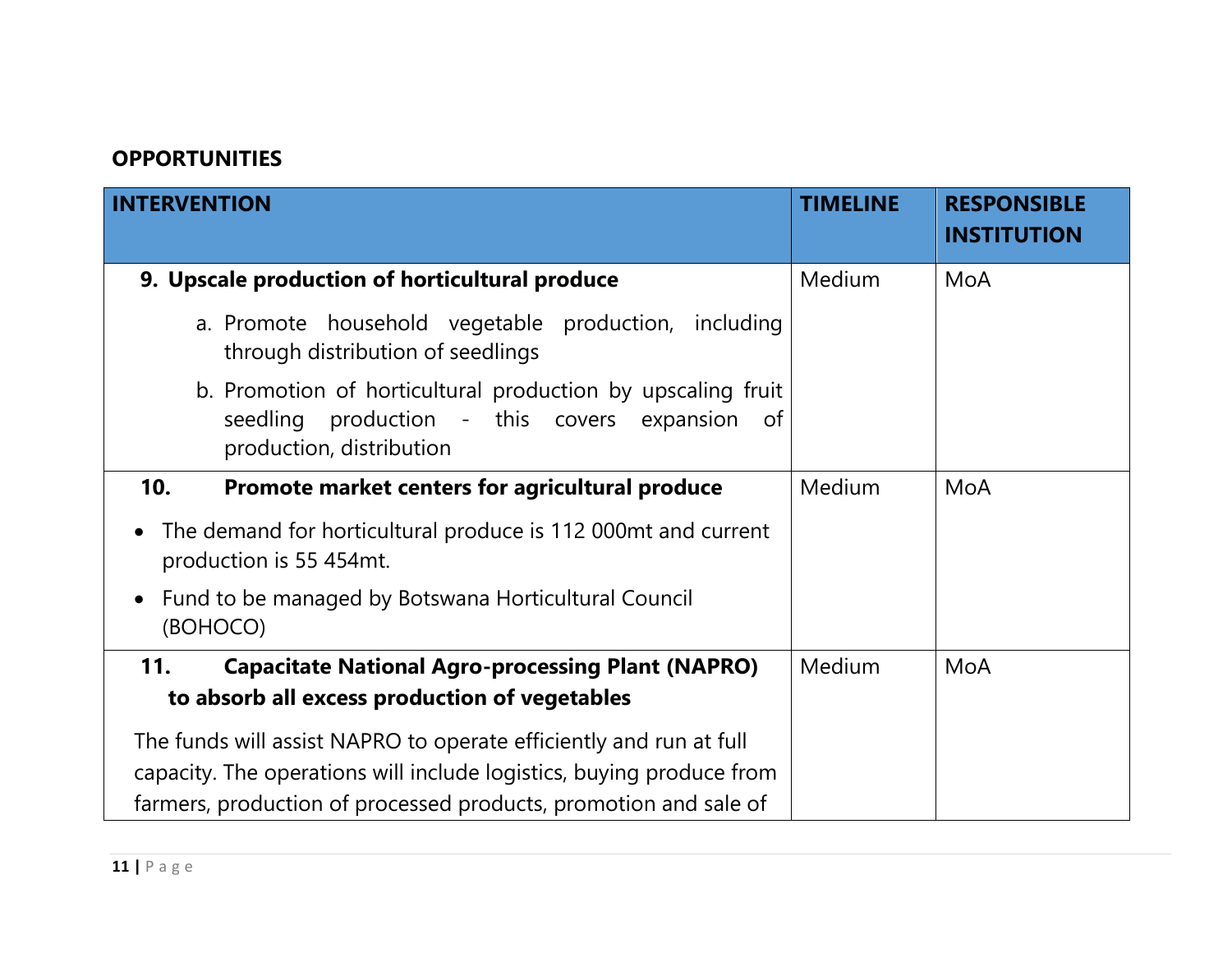**OPPORTUNITIES**

| INTERVENTION | TIMELINE | RESPONSIBLE INSTITUTION |
|---|---|---|
| **9. Upscale production of horticultural produce**<br>a. Promote household vegetable production, including through distribution of seedlings<br>b. Promotion of horticultural production by upscaling fruit seedling production - this covers expansion of production, distribution | Medium | MoA |
| **10. Promote market centers for agricultural produce**<br>• The demand for horticultural produce is 112 000mt and current production is 55 454mt.<br>• Fund to be managed by Botswana Horticultural Council (BOHOCO) | Medium | MoA |
| **11. Capacitate National Agro-processing Plant (NAPRO) to absorb all excess production of vegetables**<br>The funds will assist NAPRO to operate efficiently and run at full capacity. The operations will include logistics, buying produce from farmers, production of processed products, promotion and sale of | Medium | MoA |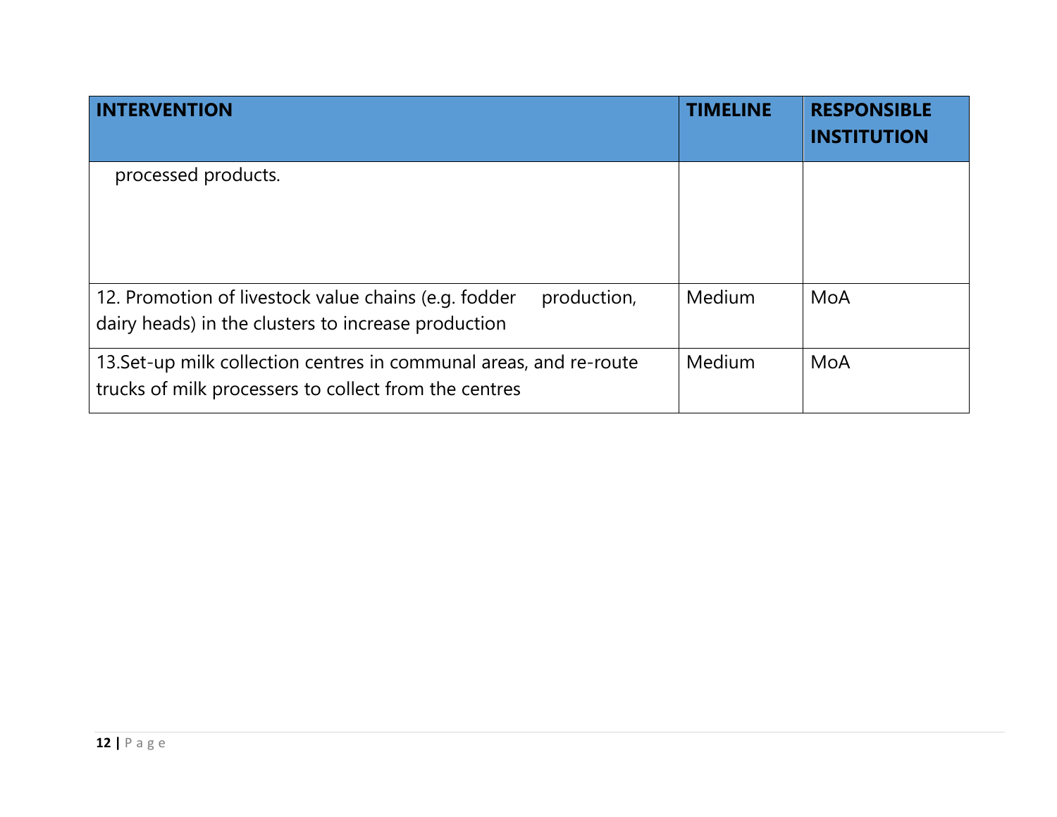| INTERVENTION | TIMELINE | RESPONSIBLE INSTITUTION |
| --- | --- | --- |
| processed products. | | |
| 12. Promotion of livestock value chains (e.g. fodder production, dairy heads) in the clusters to increase production | Medium | MoA |
| 13.Set-up milk collection centres in communal areas, and re-route trucks of milk processers to collect from the centres | Medium | MoA |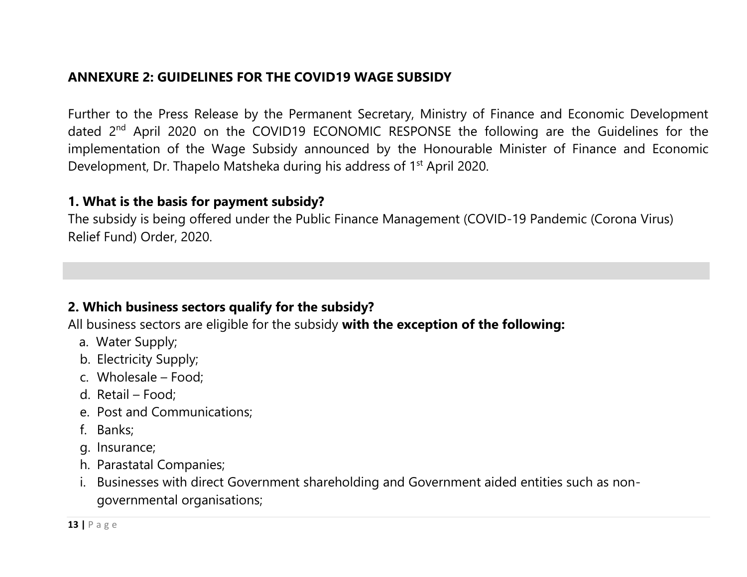## ANNEXURE 2: GUIDELINES FOR THE COVID19 WAGE SUBSIDY

Further to the Press Release by the Permanent Secretary, Ministry of Finance and Economic Development dated 2nd April 2020 on the COVID19 ECONOMIC RESPONSE the following are the Guidelines for the implementation of the Wage Subsidy announced by the Honourable Minister of Finance and Economic Development, Dr. Thapelo Matsheka during his address of 1st April 2020.

### 1. What is the basis for payment subsidy?

The subsidy is being offered under the Public Finance Management (COVID-19 Pandemic (Corona Virus) Relief Fund) Order, 2020.

### 2. Which business sectors qualify for the subsidy?

All business sectors are eligible for the subsidy **with the exception of the following:**

a. Water Supply;
b. Electricity Supply;
c. Wholesale – Food;
d. Retail – Food;
e. Post and Communications;
f. Banks;
g. Insurance;
h. Parastatal Companies;
i. Businesses with direct Government shareholding and Government aided entities such as non-governmental organisations;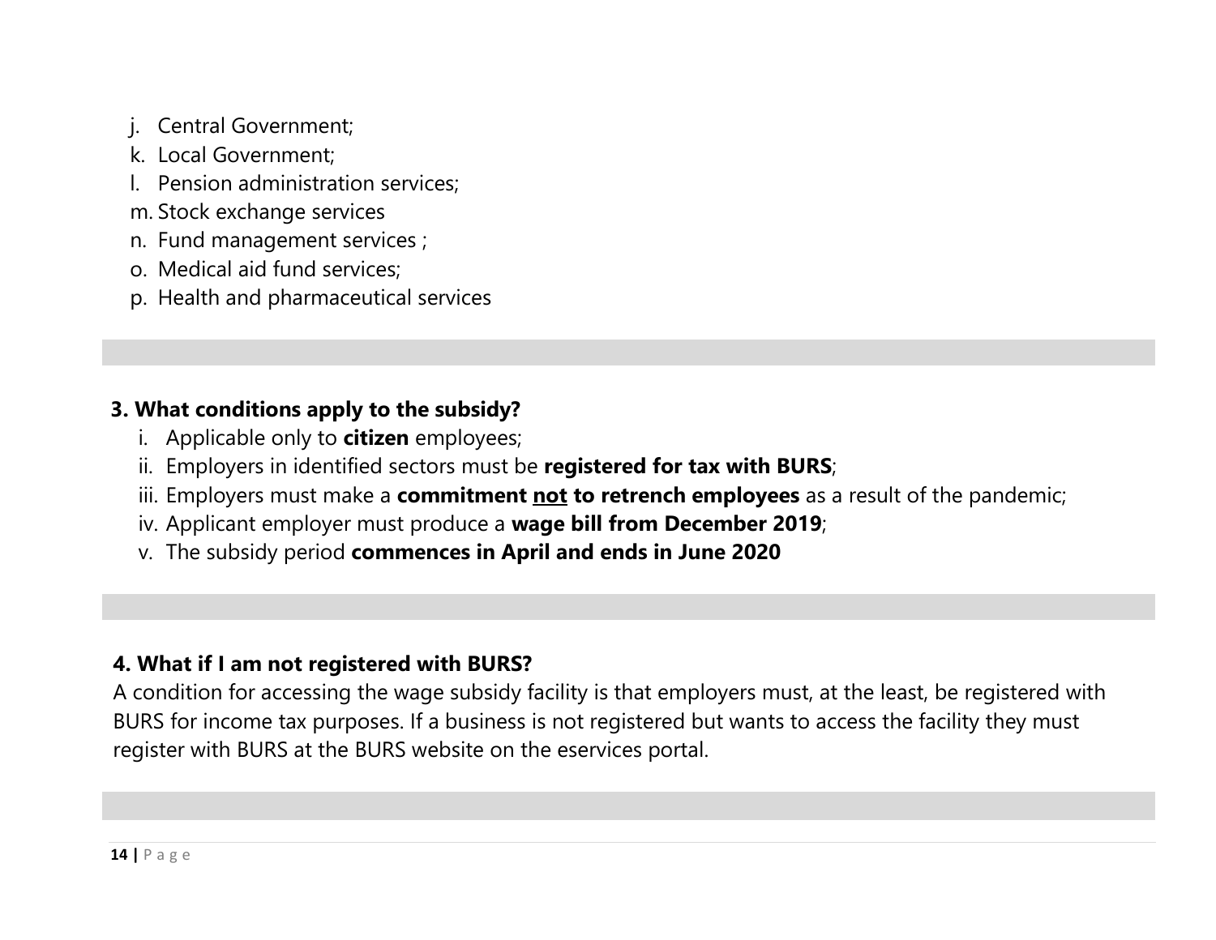j. Central Government;
k. Local Government;
l. Pension administration services;
m. Stock exchange services
n. Fund management services ;
o. Medical aid fund services;
p. Health and pharmaceutical services

**3. What conditions apply to the subsidy?**

i. Applicable only to **citizen** employees;
ii. Employers in identified sectors must be **registered for tax with BURS**;
iii. Employers must make a **commitment <u>not</u> to retrench employees** as a result of the pandemic;
iv. Applicant employer must produce a **wage bill from December 2019**;
v. The subsidy period **commences in April and ends in June 2020**

**4. What if I am not registered with BURS?**

A condition for accessing the wage subsidy facility is that employers must, at the least, be registered with BURS for income tax purposes. If a business is not registered but wants to access the facility they must register with BURS at the BURS website on the eservices portal.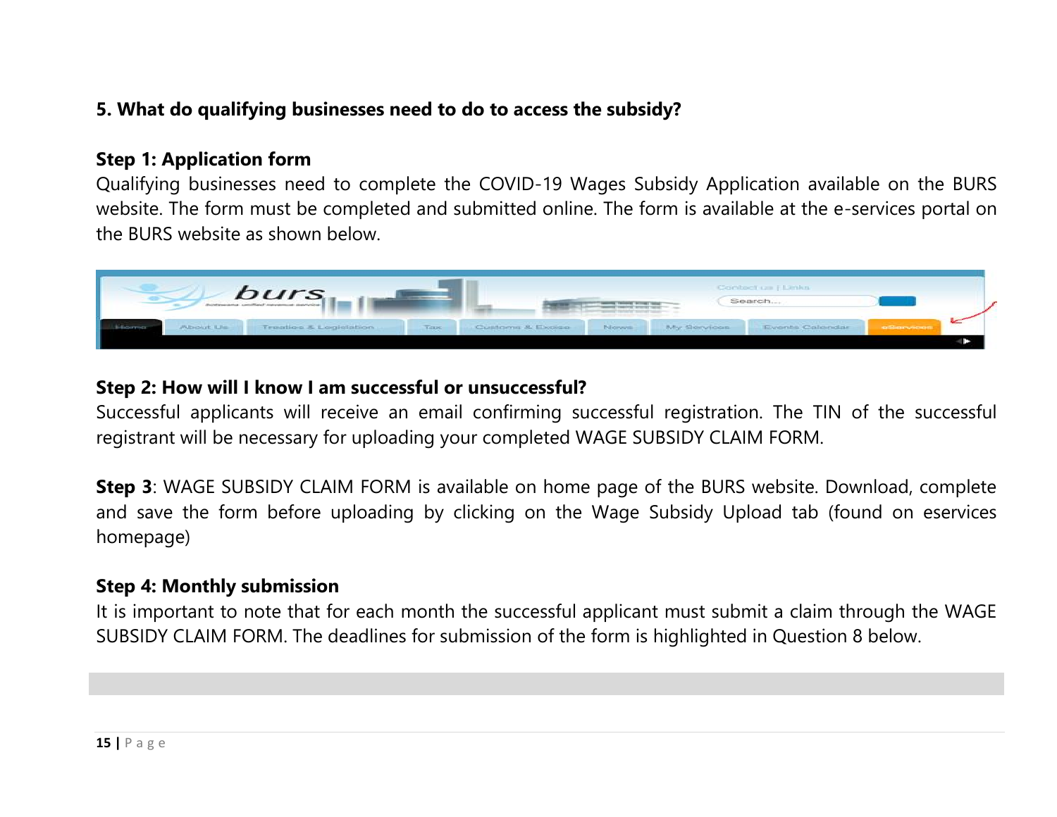**5. What do qualifying businesses need to do to access the subsidy?**

**Step 1: Application form**

Qualifying businesses need to complete the COVID-19 Wages Subsidy Application available on the BURS website. The form must be completed and submitted online. The form is available at the e-services portal on the BURS website as shown below.

**Step 2: How will I know I am successful or unsuccessful?**

Successful applicants will receive an email confirming successful registration. The TIN of the successful registrant will be necessary for uploading your completed WAGE SUBSIDY CLAIM FORM.

**Step 3**: WAGE SUBSIDY CLAIM FORM is available on home page of the BURS website. Download, complete and save the form before uploading by clicking on the Wage Subsidy Upload tab (found on eservices homepage)

**Step 4: Monthly submission**

It is important to note that for each month the successful applicant must submit a claim through the WAGE SUBSIDY CLAIM FORM. The deadlines for submission of the form is highlighted in Question 8 below.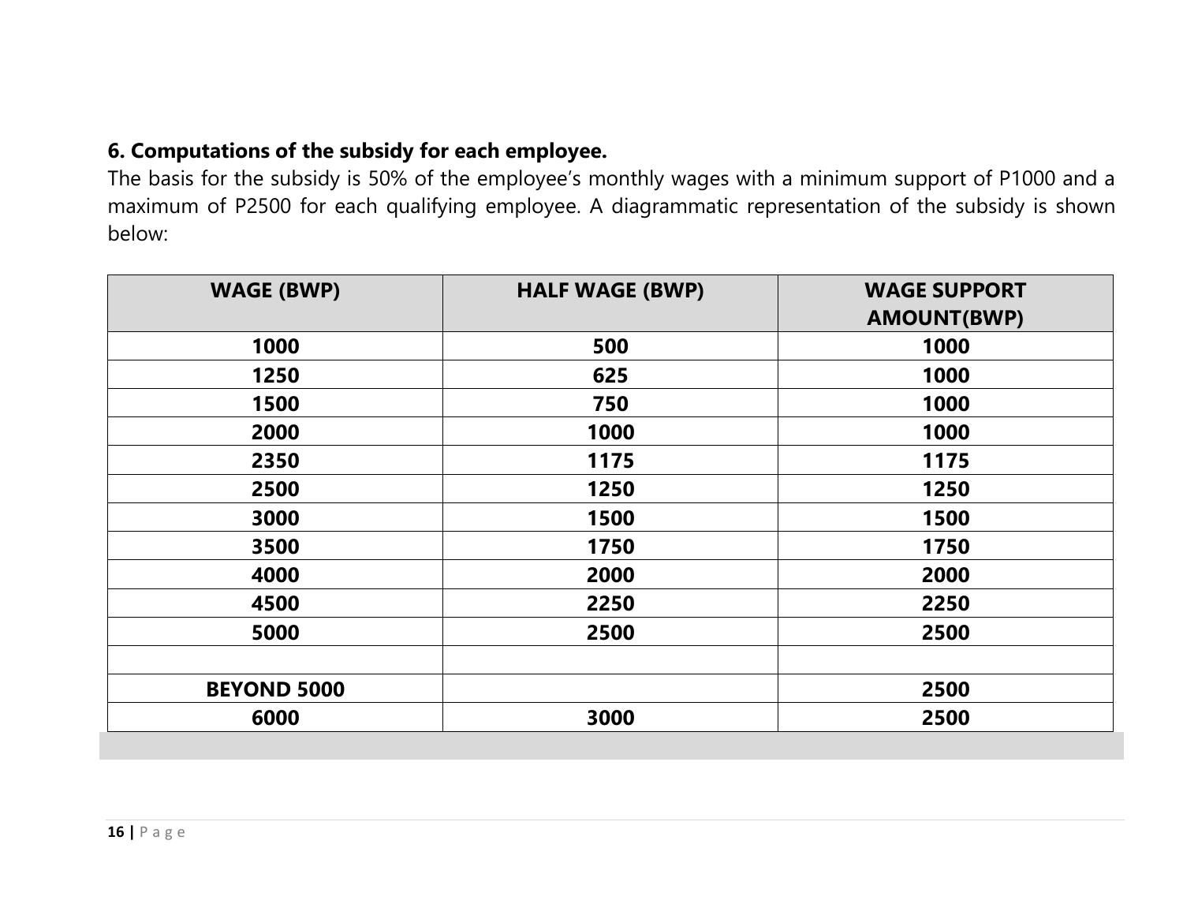### 6. Computations of the subsidy for each employee.

The basis for the subsidy is 50% of the employee's monthly wages with a minimum support of P1000 and a maximum of P2500 for each qualifying employee. A diagrammatic representation of the subsidy is shown below:

| WAGE (BWP) | HALF WAGE (BWP) | WAGE SUPPORT AMOUNT(BWP) |
|---|---|---|
| 1000 | 500 | 1000 |
| 1250 | 625 | 1000 |
| 1500 | 750 | 1000 |
| 2000 | 1000 | 1000 |
| 2350 | 1175 | 1175 |
| 2500 | 1250 | 1250 |
| 3000 | 1500 | 1500 |
| 3500 | 1750 | 1750 |
| 4000 | 2000 | 2000 |
| 4500 | 2250 | 2250 |
| 5000 | 2500 | 2500 |
| | | |
| BEYOND 5000 | | 2500 |
| 6000 | 3000 | 2500 |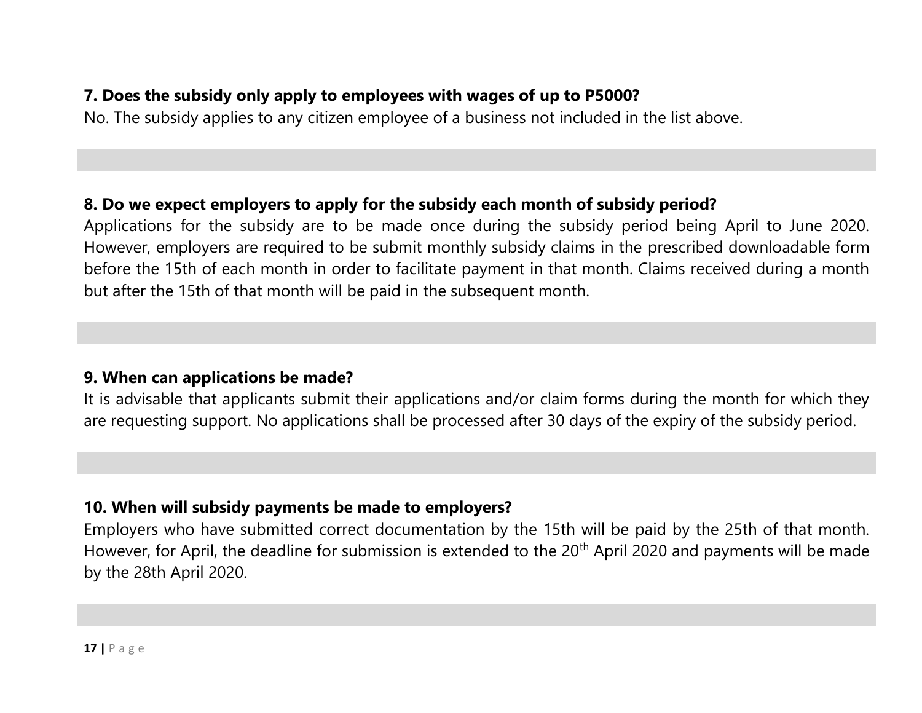**7. Does the subsidy only apply to employees with wages of up to P5000?**

No. The subsidy applies to any citizen employee of a business not included in the list above.

**8. Do we expect employers to apply for the subsidy each month of subsidy period?**

Applications for the subsidy are to be made once during the subsidy period being April to June 2020. However, employers are required to be submit monthly subsidy claims in the prescribed downloadable form before the 15th of each month in order to facilitate payment in that month. Claims received during a month but after the 15th of that month will be paid in the subsequent month.

**9. When can applications be made?**

It is advisable that applicants submit their applications and/or claim forms during the month for which they are requesting support. No applications shall be processed after 30 days of the expiry of the subsidy period.

**10. When will subsidy payments be made to employers?**

Employers who have submitted correct documentation by the 15th will be paid by the 25th of that month. However, for April, the deadline for submission is extended to the 20th April 2020 and payments will be made by the 28th April 2020.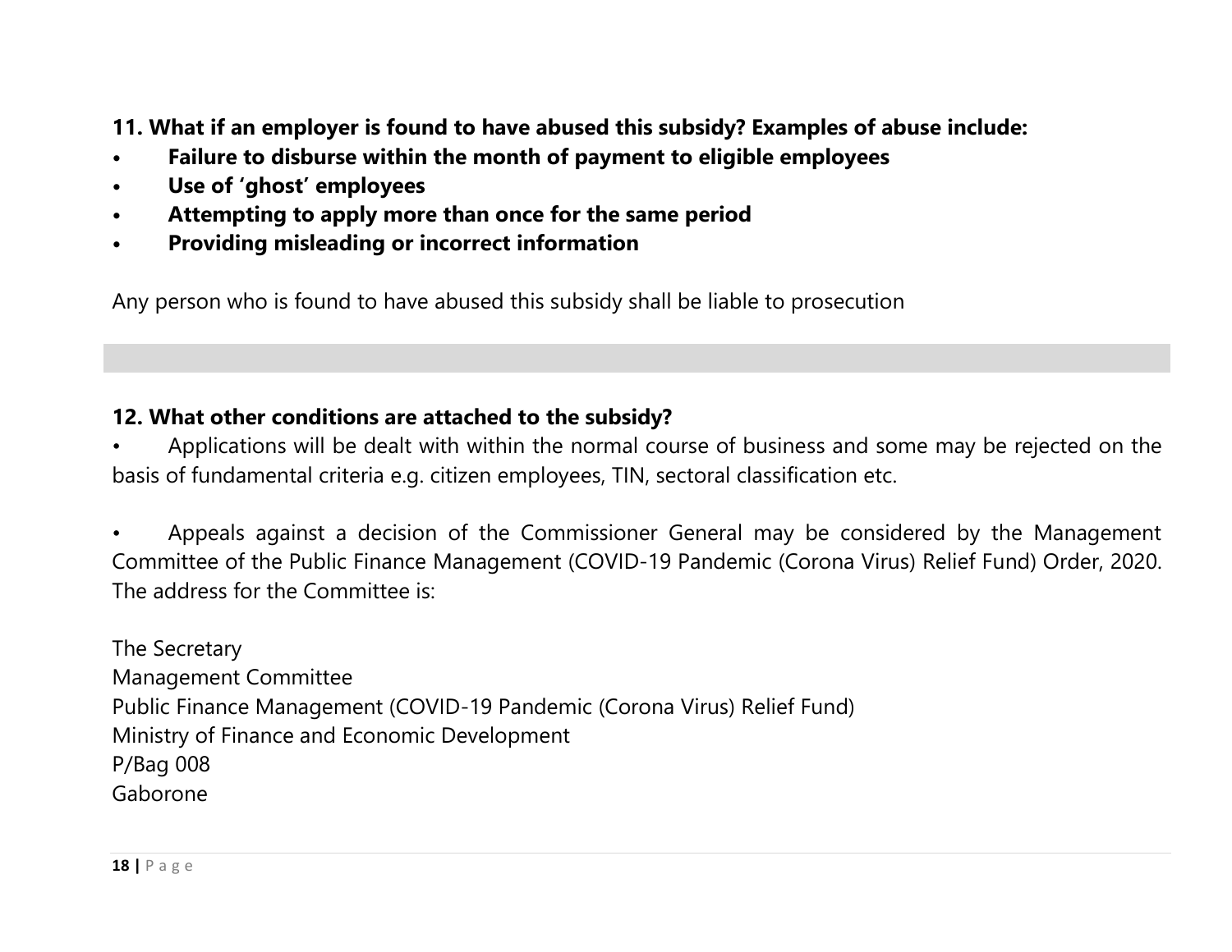**11. What if an employer is found to have abused this subsidy? Examples of abuse include:**

- **Failure to disburse within the month of payment to eligible employees**
- **Use of 'ghost' employees**
- **Attempting to apply more than once for the same period**
- **Providing misleading or incorrect information**

Any person who is found to have abused this subsidy shall be liable to prosecution

**12. What other conditions are attached to the subsidy?**

- Applications will be dealt with within the normal course of business and some may be rejected on the basis of fundamental criteria e.g. citizen employees, TIN, sectoral classification etc.

- Appeals against a decision of the Commissioner General may be considered by the Management Committee of the Public Finance Management (COVID-19 Pandemic (Corona Virus) Relief Fund) Order, 2020. The address for the Committee is:

The Secretary
Management Committee
Public Finance Management (COVID-19 Pandemic (Corona Virus) Relief Fund)
Ministry of Finance and Economic Development
P/Bag 008
Gaborone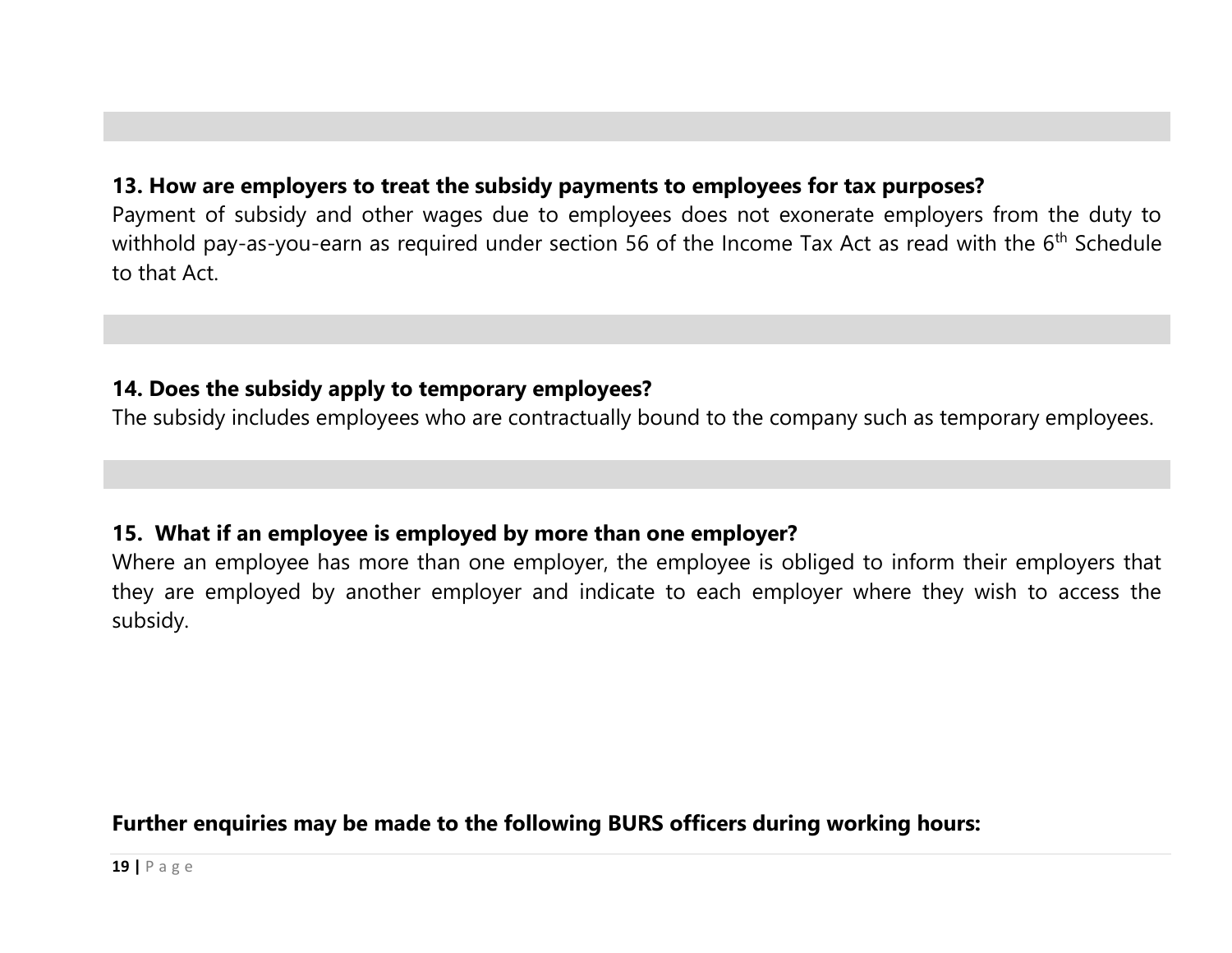### 13. How are employers to treat the subsidy payments to employees for tax purposes?

Payment of subsidy and other wages due to employees does not exonerate employers from the duty to withhold pay-as-you-earn as required under section 56 of the Income Tax Act as read with the 6th Schedule to that Act.

### 14. Does the subsidy apply to temporary employees?

The subsidy includes employees who are contractually bound to the company such as temporary employees.

### 15. What if an employee is employed by more than one employer?

Where an employee has more than one employer, the employee is obliged to inform their employers that they are employed by another employer and indicate to each employer where they wish to access the subsidy.

**Further enquiries may be made to the following BURS officers during working hours:**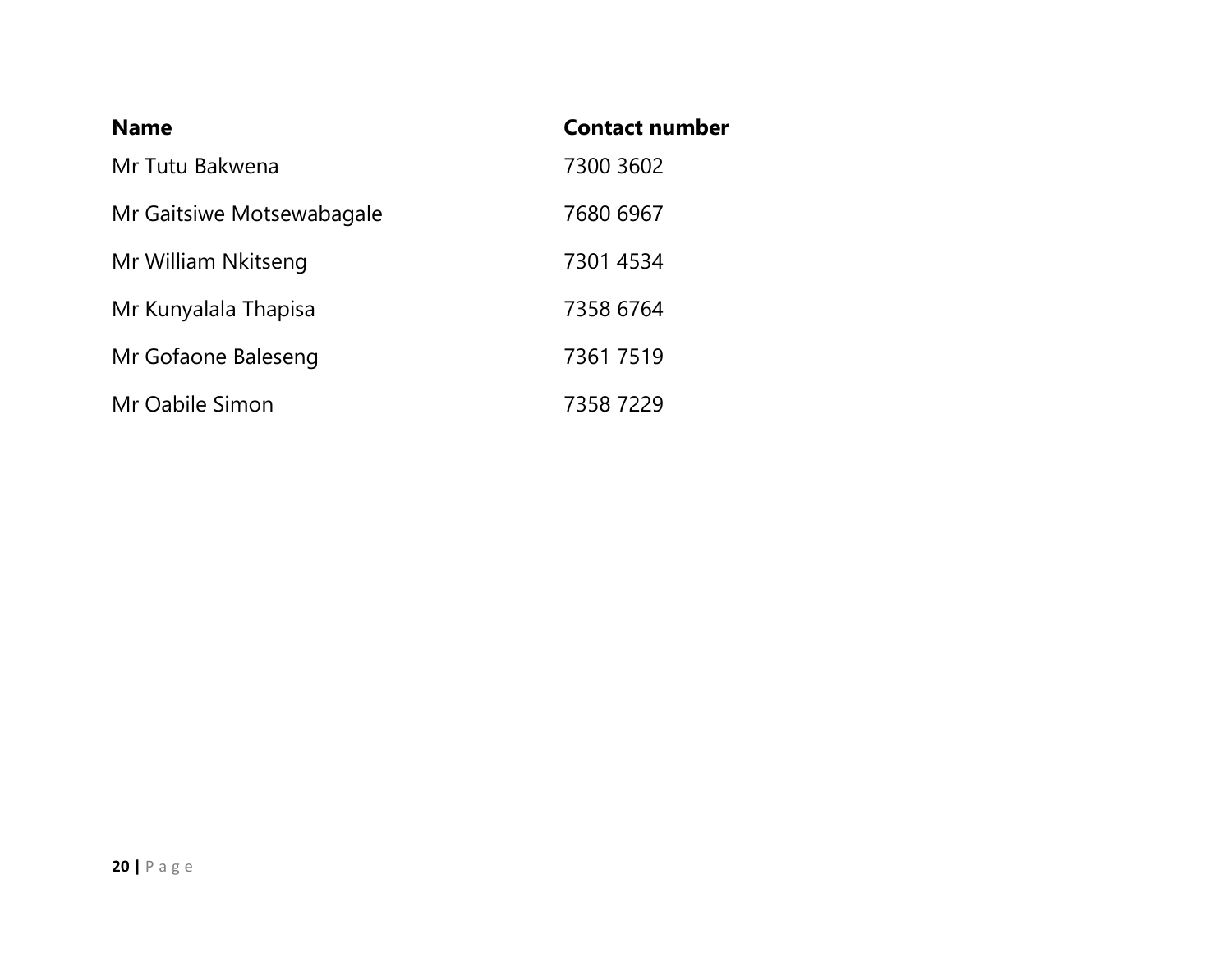| Name | Contact number |
|---|---|
| Mr Tutu Bakwena | 7300 3602 |
| Mr Gaitsiwe Motsewabagale | 7680 6967 |
| Mr William Nkitseng | 7301 4534 |
| Mr Kunyalala Thapisa | 7358 6764 |
| Mr Gofaone Baleseng | 7361 7519 |
| Mr Oabile Simon | 7358 7229 |